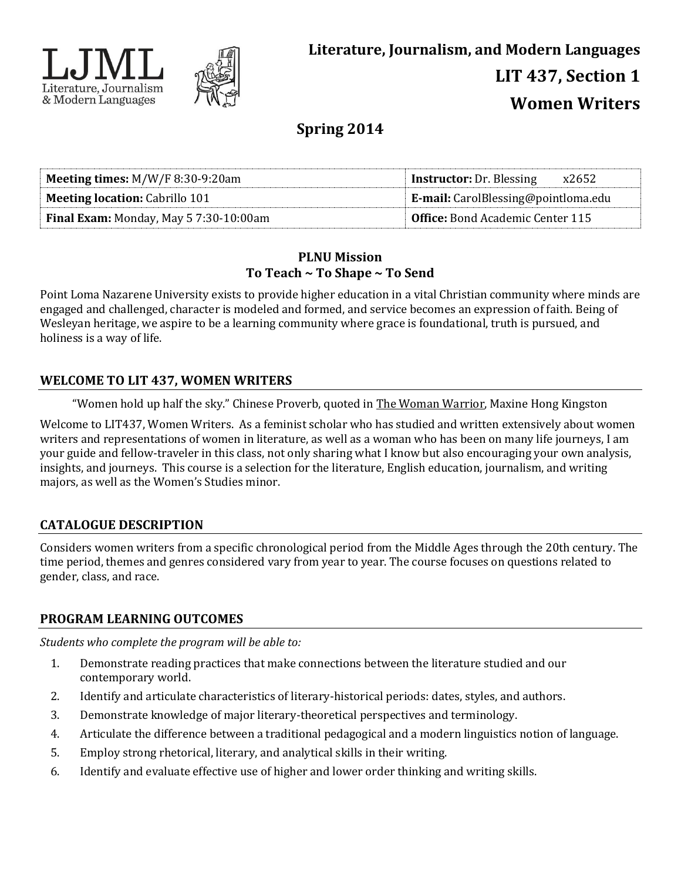# Literature, Journalism, and Modern Languages

## LIT 437, Section 1

## Women Writers

### Spring 2014

| Meeting times: M/W/F 8:30-9:20am | Instructor: Dr. Blessing x2652 |
|---|---|
| Meeting location: Cabrillo 101 | E-mail: CarolBlessing@pointloma.edu |
| Final Exam: Monday, May 5 7:30-10:00am | Office: Bond Academic Center 115 |

**PLNU Mission**
**To Teach ~ To Shape ~ To Send**

Point Loma Nazarene University exists to provide higher education in a vital Christian community where minds are engaged and challenged, character is modeled and formed, and service becomes an expression of faith. Being of Wesleyan heritage, we aspire to be a learning community where grace is foundational, truth is pursued, and holiness is a way of life.

## WELCOME TO LIT 437, WOMEN WRITERS

"Women hold up half the sky." Chinese Proverb, quoted in The Woman Warrior, Maxine Hong Kingston

Welcome to LIT437, Women Writers. As a feminist scholar who has studied and written extensively about women writers and representations of women in literature, as well as a woman who has been on many life journeys, I am your guide and fellow-traveler in this class, not only sharing what I know but also encouraging your own analysis, insights, and journeys. This course is a selection for the literature, English education, journalism, and writing majors, as well as the Women's Studies minor.

## CATALOGUE DESCRIPTION

Considers women writers from a specific chronological period from the Middle Ages through the 20th century. The time period, themes and genres considered vary from year to year. The course focuses on questions related to gender, class, and race.

## PROGRAM LEARNING OUTCOMES

*Students who complete the program will be able to:*

1. Demonstrate reading practices that make connections between the literature studied and our contemporary world.
2. Identify and articulate characteristics of literary-historical periods: dates, styles, and authors.
3. Demonstrate knowledge of major literary-theoretical perspectives and terminology.
4. Articulate the difference between a traditional pedagogical and a modern linguistics notion of language.
5. Employ strong rhetorical, literary, and analytical skills in their writing.
6. Identify and evaluate effective use of higher and lower order thinking and writing skills.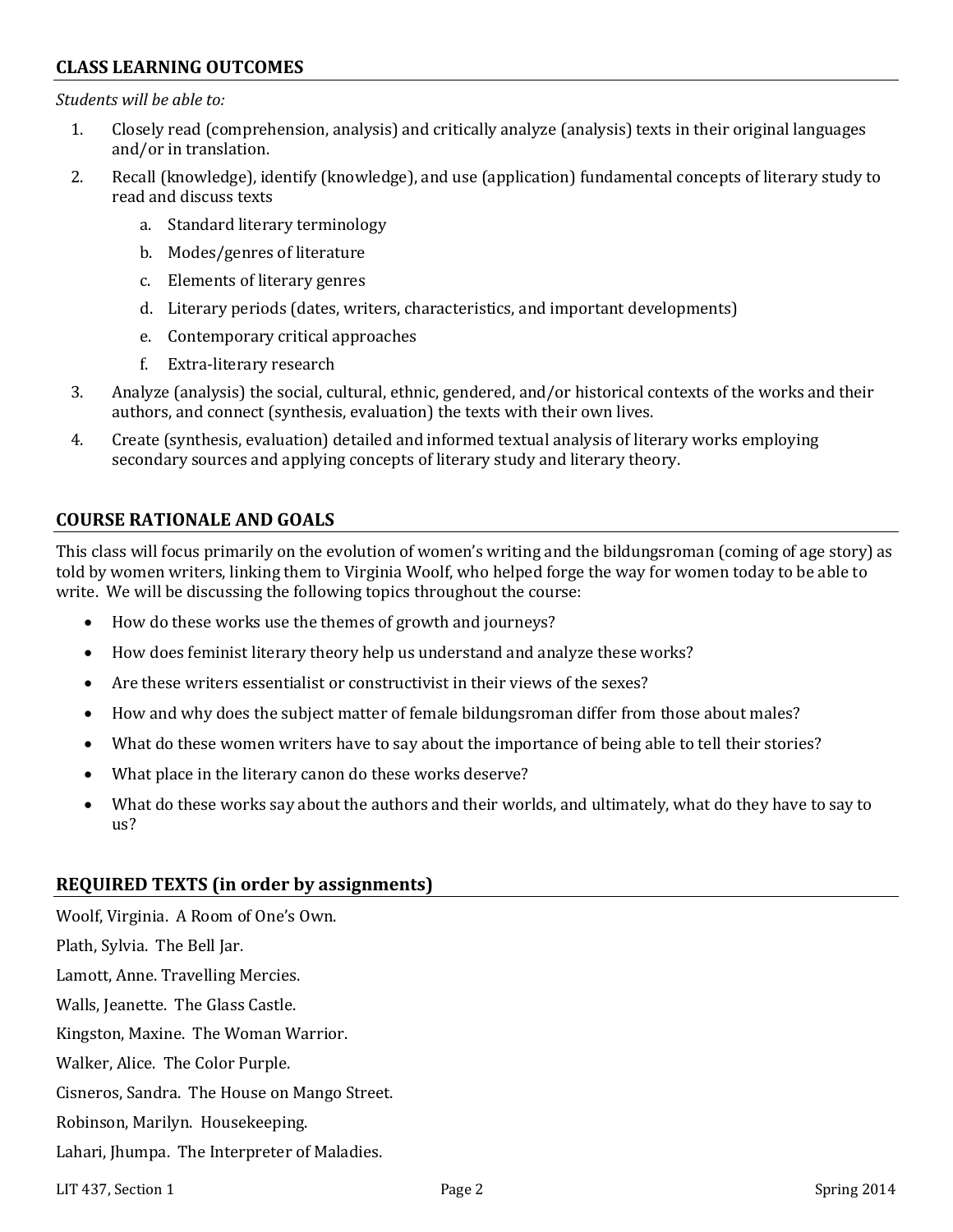## CLASS LEARNING OUTCOMES

*Students will be able to:*

1. Closely read (comprehension, analysis) and critically analyze (analysis) texts in their original languages and/or in translation.
2. Recall (knowledge), identify (knowledge), and use (application) fundamental concepts of literary study to read and discuss texts
   a. Standard literary terminology
   b. Modes/genres of literature
   c. Elements of literary genres
   d. Literary periods (dates, writers, characteristics, and important developments)
   e. Contemporary critical approaches
   f. Extra-literary research
3. Analyze (analysis) the social, cultural, ethnic, gendered, and/or historical contexts of the works and their authors, and connect (synthesis, evaluation) the texts with their own lives.
4. Create (synthesis, evaluation) detailed and informed textual analysis of literary works employing secondary sources and applying concepts of literary study and literary theory.

## COURSE RATIONALE AND GOALS

This class will focus primarily on the evolution of women's writing and the bildungsroman (coming of age story) as told by women writers, linking them to Virginia Woolf, who helped forge the way for women today to be able to write. We will be discussing the following topics throughout the course:

- How do these works use the themes of growth and journeys?
- How does feminist literary theory help us understand and analyze these works?
- Are these writers essentialist or constructivist in their views of the sexes?
- How and why does the subject matter of female bildungsroman differ from those about males?
- What do these women writers have to say about the importance of being able to tell their stories?
- What place in the literary canon do these works deserve?
- What do these works say about the authors and their worlds, and ultimately, what do they have to say to us?

## REQUIRED TEXTS (in order by assignments)

Woolf, Virginia. A Room of One's Own.

Plath, Sylvia. The Bell Jar.

Lamott, Anne. Travelling Mercies.

Walls, Jeanette. The Glass Castle.

Kingston, Maxine. The Woman Warrior.

Walker, Alice. The Color Purple.

Cisneros, Sandra. The House on Mango Street.

Robinson, Marilyn. Housekeeping.

Lahari, Jhumpa. The Interpreter of Maladies.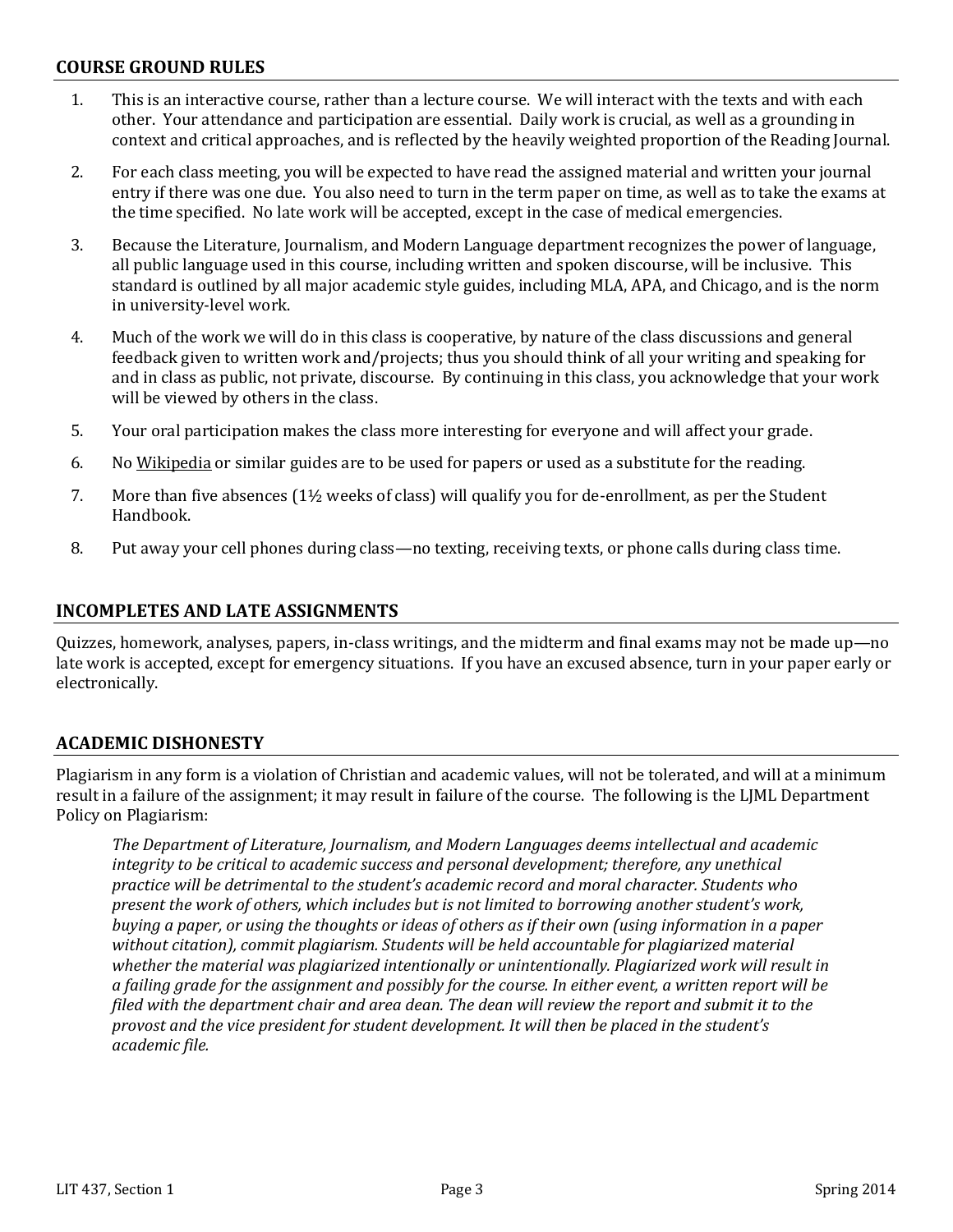## COURSE GROUND RULES

1. This is an interactive course, rather than a lecture course. We will interact with the texts and with each other. Your attendance and participation are essential. Daily work is crucial, as well as a grounding in context and critical approaches, and is reflected by the heavily weighted proportion of the Reading Journal.
2. For each class meeting, you will be expected to have read the assigned material and written your journal entry if there was one due. You also need to turn in the term paper on time, as well as to take the exams at the time specified. No late work will be accepted, except in the case of medical emergencies.
3. Because the Literature, Journalism, and Modern Language department recognizes the power of language, all public language used in this course, including written and spoken discourse, will be inclusive. This standard is outlined by all major academic style guides, including MLA, APA, and Chicago, and is the norm in university-level work.
4. Much of the work we will do in this class is cooperative, by nature of the class discussions and general feedback given to written work and/projects; thus you should think of all your writing and speaking for and in class as public, not private, discourse. By continuing in this class, you acknowledge that your work will be viewed by others in the class.
5. Your oral participation makes the class more interesting for everyone and will affect your grade.
6. No Wikipedia or similar guides are to be used for papers or used as a substitute for the reading.
7. More than five absences (1½ weeks of class) will qualify you for de-enrollment, as per the Student Handbook.
8. Put away your cell phones during class—no texting, receiving texts, or phone calls during class time.

## INCOMPLETES AND LATE ASSIGNMENTS

Quizzes, homework, analyses, papers, in-class writings, and the midterm and final exams may not be made up—no late work is accepted, except for emergency situations. If you have an excused absence, turn in your paper early or electronically.

## ACADEMIC DISHONESTY

Plagiarism in any form is a violation of Christian and academic values, will not be tolerated, and will at a minimum result in a failure of the assignment; it may result in failure of the course. The following is the LJML Department Policy on Plagiarism:

> *The Department of Literature, Journalism, and Modern Languages deems intellectual and academic integrity to be critical to academic success and personal development; therefore, any unethical practice will be detrimental to the student's academic record and moral character. Students who present the work of others, which includes but is not limited to borrowing another student's work, buying a paper, or using the thoughts or ideas of others as if their own (using information in a paper without citation), commit plagiarism. Students will be held accountable for plagiarized material whether the material was plagiarized intentionally or unintentionally. Plagiarized work will result in a failing grade for the assignment and possibly for the course. In either event, a written report will be filed with the department chair and area dean. The dean will review the report and submit it to the provost and the vice president for student development. It will then be placed in the student's academic file.*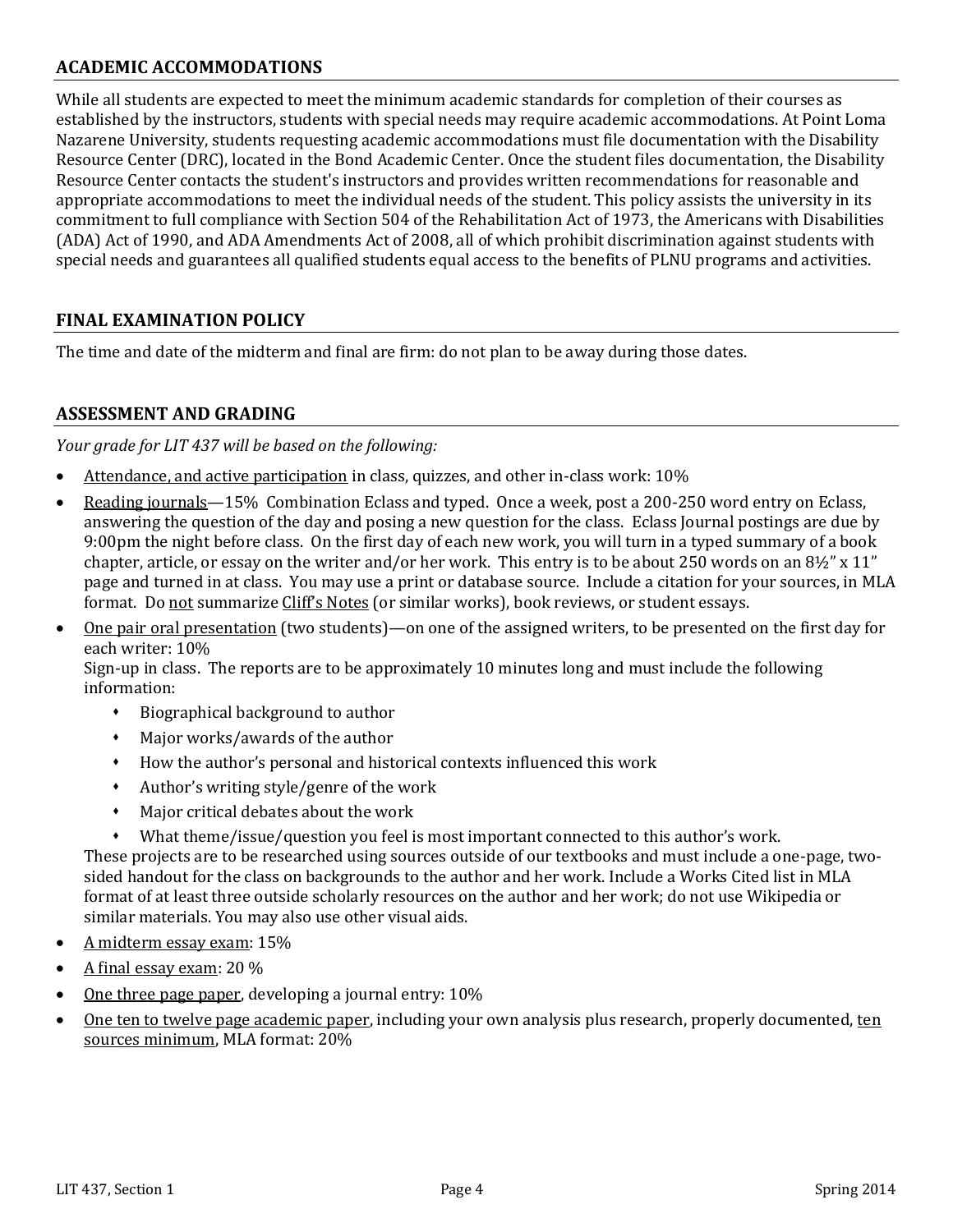## ACADEMIC ACCOMMODATIONS

While all students are expected to meet the minimum academic standards for completion of their courses as established by the instructors, students with special needs may require academic accommodations. At Point Loma Nazarene University, students requesting academic accommodations must file documentation with the Disability Resource Center (DRC), located in the Bond Academic Center. Once the student files documentation, the Disability Resource Center contacts the student's instructors and provides written recommendations for reasonable and appropriate accommodations to meet the individual needs of the student. This policy assists the university in its commitment to full compliance with Section 504 of the Rehabilitation Act of 1973, the Americans with Disabilities (ADA) Act of 1990, and ADA Amendments Act of 2008, all of which prohibit discrimination against students with special needs and guarantees all qualified students equal access to the benefits of PLNU programs and activities.

## FINAL EXAMINATION POLICY

The time and date of the midterm and final are firm: do not plan to be away during those dates.

## ASSESSMENT AND GRADING

*Your grade for LIT 437 will be based on the following:*

- Attendance, and active participation in class, quizzes, and other in-class work: 10%
- Reading journals—15% Combination Eclass and typed. Once a week, post a 200-250 word entry on Eclass, answering the question of the day and posing a new question for the class. Eclass Journal postings are due by 9:00pm the night before class. On the first day of each new work, you will turn in a typed summary of a book chapter, article, or essay on the writer and/or her work. This entry is to be about 250 words on an 8½" x 11" page and turned in at class. You may use a print or database source. Include a citation for your sources, in MLA format. Do not summarize Cliff's Notes (or similar works), book reviews, or student essays.
- One pair oral presentation (two students)—on one of the assigned writers, to be presented on the first day for each writer: 10%
  Sign-up in class. The reports are to be approximately 10 minutes long and must include the following information:
  - Biographical background to author
  - Major works/awards of the author
  - How the author's personal and historical contexts influenced this work
  - Author's writing style/genre of the work
  - Major critical debates about the work
  - What theme/issue/question you feel is most important connected to this author's work.

  These projects are to be researched using sources outside of our textbooks and must include a one-page, two-sided handout for the class on backgrounds to the author and her work. Include a Works Cited list in MLA format of at least three outside scholarly resources on the author and her work; do not use Wikipedia or similar materials. You may also use other visual aids.
- A midterm essay exam: 15%
- A final essay exam: 20 %
- One three page paper, developing a journal entry: 10%
- One ten to twelve page academic paper, including your own analysis plus research, properly documented, ten sources minimum, MLA format: 20%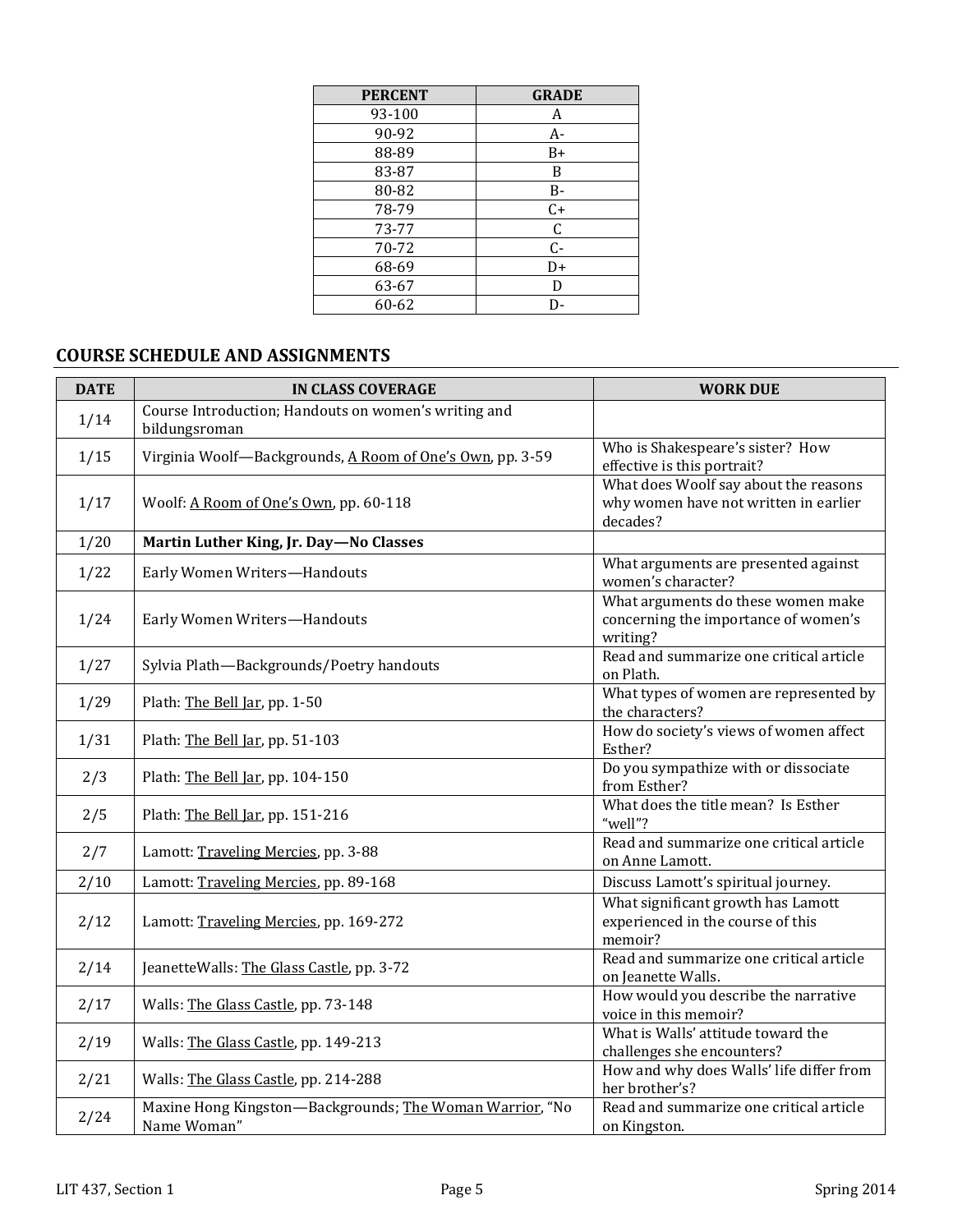| PERCENT | GRADE |
|---|---|
| 93-100 | A |
| 90-92 | A- |
| 88-89 | B+ |
| 83-87 | B |
| 80-82 | B- |
| 78-79 | C+ |
| 73-77 | C |
| 70-72 | C- |
| 68-69 | D+ |
| 63-67 | D |
| 60-62 | D- |

## COURSE SCHEDULE AND ASSIGNMENTS

| DATE | IN CLASS COVERAGE | WORK DUE |
|---|---|---|
| 1/14 | Course Introduction; Handouts on women's writing and bildungsroman | |
| 1/15 | Virginia Woolf—Backgrounds, A Room of One's Own, pp. 3-59 | Who is Shakespeare's sister? How effective is this portrait? |
| 1/17 | Woolf: A Room of One's Own, pp. 60-118 | What does Woolf say about the reasons why women have not written in earlier decades? |
| 1/20 | **Martin Luther King, Jr. Day—No Classes** | |
| 1/22 | Early Women Writers—Handouts | What arguments are presented against women's character? |
| 1/24 | Early Women Writers—Handouts | What arguments do these women make concerning the importance of women's writing? |
| 1/27 | Sylvia Plath—Backgrounds/Poetry handouts | Read and summarize one critical article on Plath. |
| 1/29 | Plath: The Bell Jar, pp. 1-50 | What types of women are represented by the characters? |
| 1/31 | Plath: The Bell Jar, pp. 51-103 | How do society's views of women affect Esther? |
| 2/3 | Plath: The Bell Jar, pp. 104-150 | Do you sympathize with or dissociate from Esther? |
| 2/5 | Plath: The Bell Jar, pp. 151-216 | What does the title mean? Is Esther "well"? |
| 2/7 | Lamott: Traveling Mercies, pp. 3-88 | Read and summarize one critical article on Anne Lamott. |
| 2/10 | Lamott: Traveling Mercies, pp. 89-168 | Discuss Lamott's spiritual journey. |
| 2/12 | Lamott: Traveling Mercies, pp. 169-272 | What significant growth has Lamott experienced in the course of this memoir? |
| 2/14 | JeanetteWalls: The Glass Castle, pp. 3-72 | Read and summarize one critical article on Jeanette Walls. |
| 2/17 | Walls: The Glass Castle, pp. 73-148 | How would you describe the narrative voice in this memoir? |
| 2/19 | Walls: The Glass Castle, pp. 149-213 | What is Walls' attitude toward the challenges she encounters? |
| 2/21 | Walls: The Glass Castle, pp. 214-288 | How and why does Walls' life differ from her brother's? |
| 2/24 | Maxine Hong Kingston—Backgrounds; The Woman Warrior, "No Name Woman" | Read and summarize one critical article on Kingston. |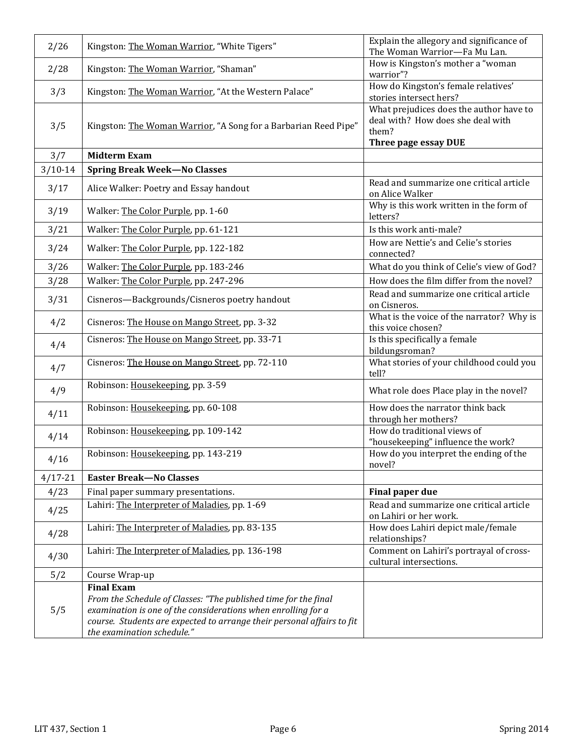| | | |
|---|---|---|
| 2/26 | Kingston: The Woman Warrior, "White Tigers" | Explain the allegory and significance of The Woman Warrior—Fa Mu Lan. |
| 2/28 | Kingston: The Woman Warrior, "Shaman" | How is Kingston's mother a "woman warrior"? |
| 3/3 | Kingston: The Woman Warrior, "At the Western Palace" | How do Kingston's female relatives' stories intersect hers? |
| 3/5 | Kingston: The Woman Warrior, "A Song for a Barbarian Reed Pipe" | What prejudices does the author have to deal with? How does she deal with them? **Three page essay DUE** |
| 3/7 | **Midterm Exam** | |
| 3/10-14 | **Spring Break Week—No Classes** | |
| 3/17 | Alice Walker: Poetry and Essay handout | Read and summarize one critical article on Alice Walker |
| 3/19 | Walker: The Color Purple, pp. 1-60 | Why is this work written in the form of letters? |
| 3/21 | Walker: The Color Purple, pp. 61-121 | Is this work anti-male? |
| 3/24 | Walker: The Color Purple, pp. 122-182 | How are Nettie's and Celie's stories connected? |
| 3/26 | Walker: The Color Purple, pp. 183-246 | What do you think of Celie's view of God? |
| 3/28 | Walker: The Color Purple, pp. 247-296 | How does the film differ from the novel? |
| 3/31 | Cisneros—Backgrounds/Cisneros poetry handout | Read and summarize one critical article on Cisneros. |
| 4/2 | Cisneros: The House on Mango Street, pp. 3-32 | What is the voice of the narrator? Why is this voice chosen? |
| 4/4 | Cisneros: The House on Mango Street, pp. 33-71 | Is this specifically a female bildungsroman? |
| 4/7 | Cisneros: The House on Mango Street, pp. 72-110 | What stories of your childhood could you tell? |
| 4/9 | Robinson: Housekeeping, pp. 3-59 | What role does Place play in the novel? |
| 4/11 | Robinson: Housekeeping, pp. 60-108 | How does the narrator think back through her mothers? |
| 4/14 | Robinson: Housekeeping, pp. 109-142 | How do traditional views of "housekeeping" influence the work? |
| 4/16 | Robinson: Housekeeping, pp. 143-219 | How do you interpret the ending of the novel? |
| 4/17-21 | **Easter Break—No Classes** | |
| 4/23 | Final paper summary presentations. | **Final paper due** |
| 4/25 | Lahiri: The Interpreter of Maladies, pp. 1-69 | Read and summarize one critical article on Lahiri or her work. |
| 4/28 | Lahiri: The Interpreter of Maladies, pp. 83-135 | How does Lahiri depict male/female relationships? |
| 4/30 | Lahiri: The Interpreter of Maladies, pp. 136-198 | Comment on Lahiri's portrayal of cross-cultural intersections. |
| 5/2 | Course Wrap-up | |
| 5/5 | **Final Exam** *From the Schedule of Classes: "The published time for the final examination is one of the considerations when enrolling for a course. Students are expected to arrange their personal affairs to fit the examination schedule."* | |